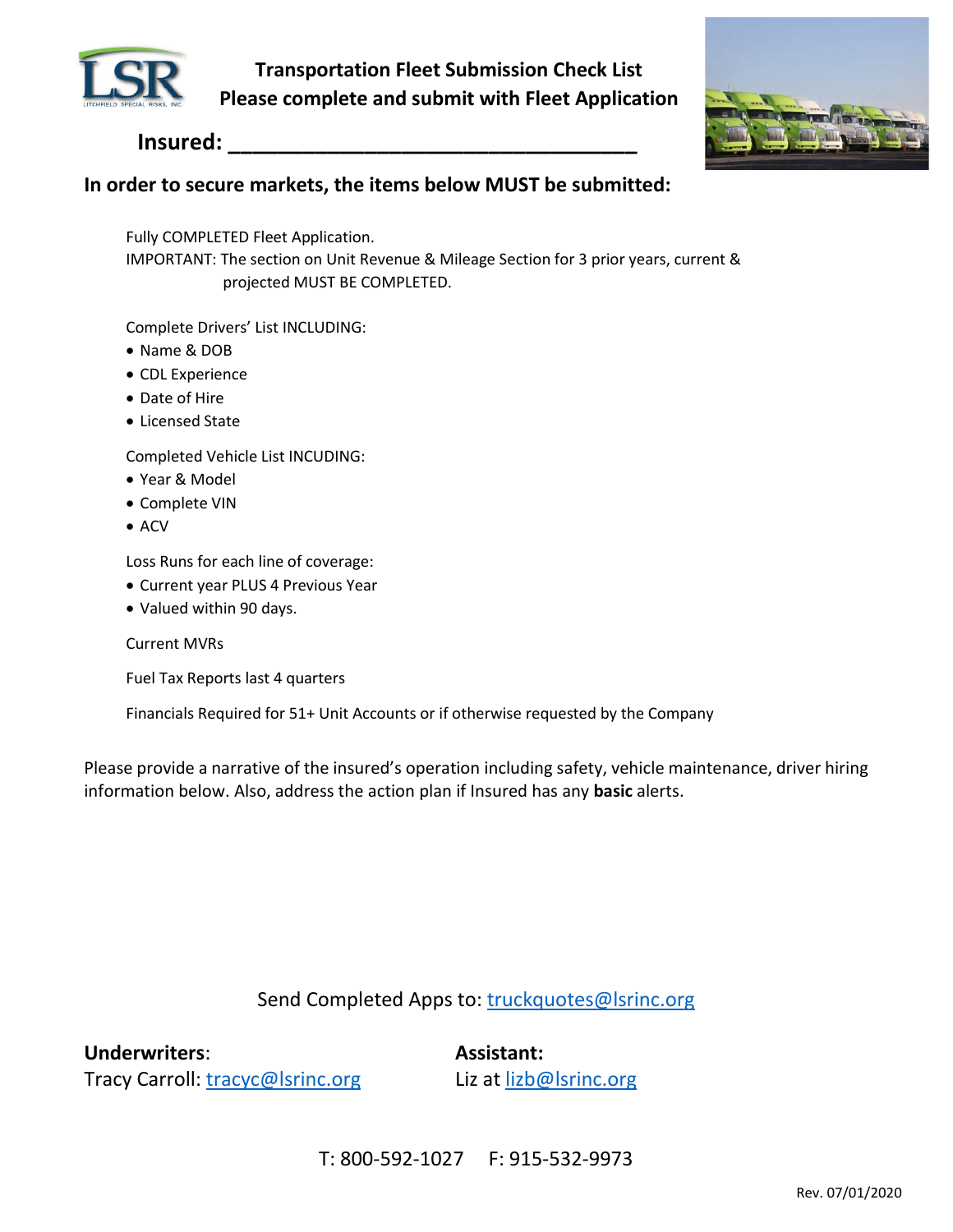# Transportation Fleet Submission Check List
## Please complete and submit with Fleet Application

**Insured: ___________________________________**

### In order to secure markets, the items below MUST be submitted:

Fully COMPLETED Fleet Application.
IMPORTANT: The section on Unit Revenue & Mileage Section for 3 prior years, current & projected MUST BE COMPLETED.

Complete Drivers' List INCLUDING:

- Name & DOB
- CDL Experience
- Date of Hire
- Licensed State

Completed Vehicle List INCUDING:

- Year & Model
- Complete VIN
- ACV

Loss Runs for each line of coverage:

- Current year PLUS 4 Previous Year
- Valued within 90 days.

Current MVRs

Fuel Tax Reports last 4 quarters

Financials Required for 51+ Unit Accounts or if otherwise requested by the Company

Please provide a narrative of the insured's operation including safety, vehicle maintenance, driver hiring information below. Also, address the action plan if Insured has any **basic** alerts.

Send Completed Apps to: truckquotes@lsrinc.org

**Underwriters**:
Tracy Carroll: tracyc@lsrinc.org

**Assistant:**
Liz at lizb@lsrinc.org

T: 800-592-1027  F: 915-532-9973

Rev. 07/01/2020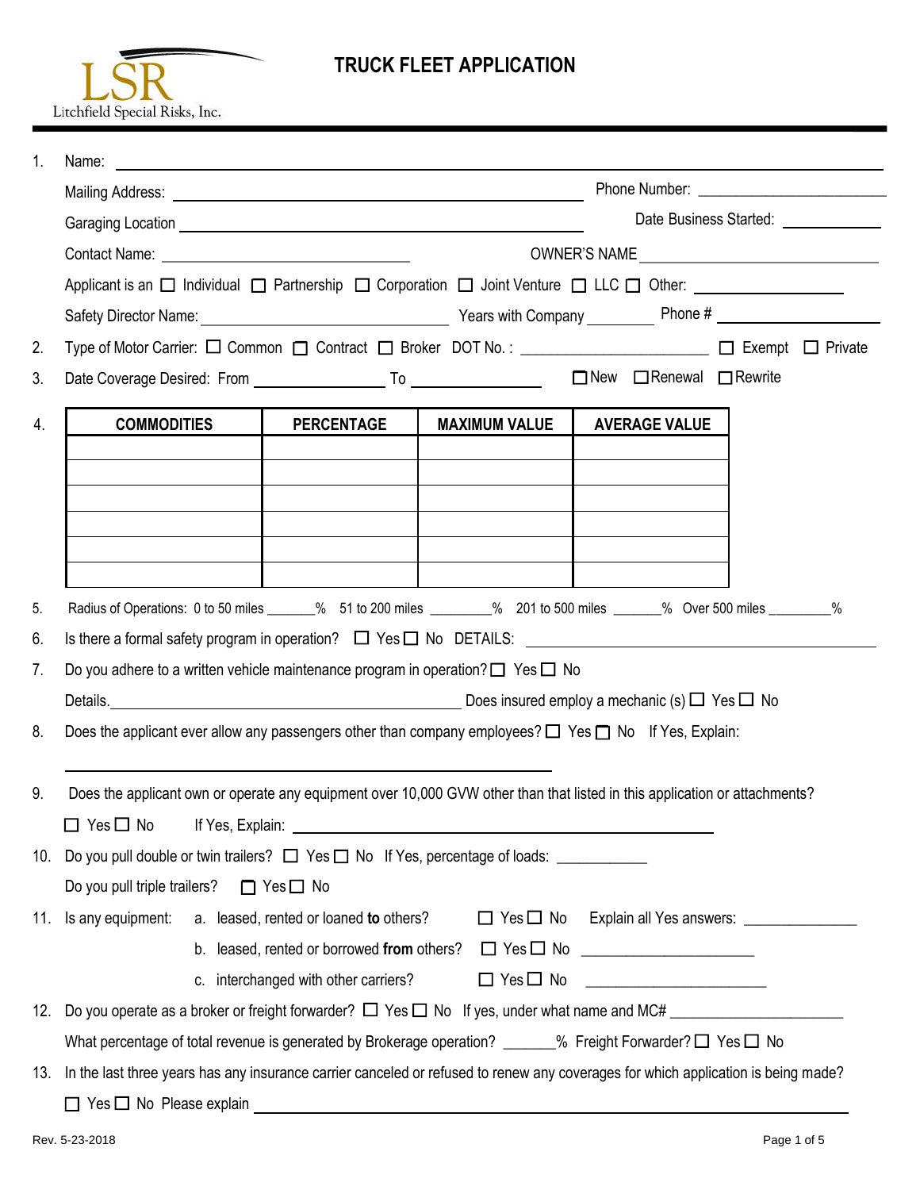LSR
Litchfield Special Risks, Inc.

# TRUCK FLEET APPLICATION

1. Name: ______________________________________________

   Mailing Address: ______________________________ Phone Number: ____________________

   Garaging Location ______________________________ Date Business Started: __________

   Contact Name: ______________________ OWNER'S NAME ______________________

   Applicant is an ☐ Individual ☐ Partnership ☐ Corporation ☐ Joint Venture ☐ LLC ☐ Other: ______________

   Safety Director Name: ______________________ Years with Company ________ Phone # ______________

2. Type of Motor Carrier: ☐ Common ☐ Contract ☐ Broker DOT No. : ____________________ ☐ Exempt ☐ Private

3. Date Coverage Desired: From ______________ To ______________ ☐New ☐Renewal ☐Rewrite

4.

| COMMODITIES | PERCENTAGE | MAXIMUM VALUE | AVERAGE VALUE |
|---|---|---|---|
| | | | |
| | | | |
| | | | |
| | | | |
| | | | |
| | | | |

5. Radius of Operations: 0 to 50 miles ______% 51 to 200 miles ________% 201 to 500 miles ______% Over 500 miles ________%

6. Is there a formal safety program in operation? ☐ Yes ☐ No DETAILS: ______________________________

7. Do you adhere to a written vehicle maintenance program in operation? ☐ Yes ☐ No

   Details.______________________________ Does insured employ a mechanic (s) ☐ Yes ☐ No

8. Does the applicant ever allow any passengers other than company employees? ☐ Yes ☐ No If Yes, Explain:

   ______________________________________________

9. Does the applicant own or operate any equipment over 10,000 GVW other than that listed in this application or attachments?

   ☐ Yes ☐ No If Yes, Explain: ______________________________

10. Do you pull double or twin trailers? ☐ Yes ☐ No If Yes, percentage of loads: ___________

    Do you pull triple trailers? ☐ Yes ☐ No

11. Is any equipment: a. leased, rented or loaned **to** others? ☐ Yes ☐ No Explain all Yes answers: ______________

    b. leased, rented or borrowed **from** others? ☐ Yes ☐ No ______________________

    c. interchanged with other carriers? ☐ Yes ☐ No ______________________

12. Do you operate as a broker or freight forwarder? ☐ Yes ☐ No If yes, under what name and MC# ______________________

    What percentage of total revenue is generated by Brokerage operation? ______% Freight Forwarder? ☐ Yes ☐ No

13. In the last three years has any insurance carrier canceled or refused to renew any coverages for which application is being made?

    ☐ Yes ☐ No Please explain ______________________________________________

Rev. 5-23-2018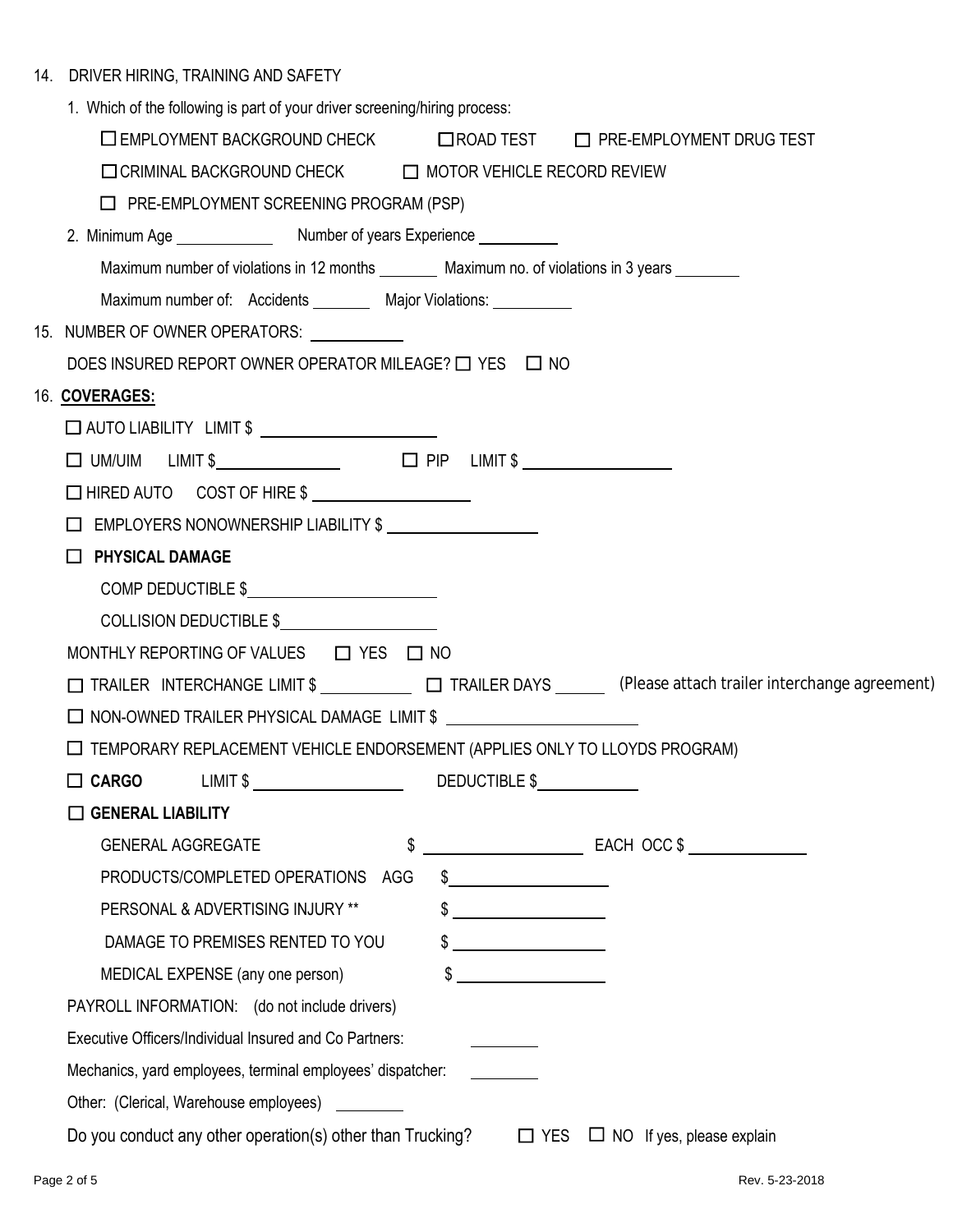14. DRIVER HIRING, TRAINING AND SAFETY

   1. Which of the following is part of your driver screening/hiring process:

      ☐ EMPLOYMENT BACKGROUND CHECK ☐ ROAD TEST ☐ PRE-EMPLOYMENT DRUG TEST

      ☐ CRIMINAL BACKGROUND CHECK ☐ MOTOR VEHICLE RECORD REVIEW

      ☐ PRE-EMPLOYMENT SCREENING PROGRAM (PSP)

   2. Minimum Age ____________ Number of years Experience __________

      Maximum number of violations in 12 months ________ Maximum no. of violations in 3 years ________

      Maximum number of: Accidents ________ Major Violations: __________

15. NUMBER OF OWNER OPERATORS: ___________

   DOES INSURED REPORT OWNER OPERATOR MILEAGE? ☐ YES ☐ NO

16. **COVERAGES:**

   ☐ AUTO LIABILITY LIMIT $ ____________________

   ☐ UM/UIM LIMIT $_______________ ☐ PIP LIMIT $ __________________

   ☐ HIRED AUTO COST OF HIRE $ __________________

   ☐ EMPLOYERS NONOWNERSHIP LIABILITY $ __________________

   ☐ **PHYSICAL DAMAGE**

      COMP DEDUCTIBLE $______________________

      COLLISION DEDUCTIBLE $___________________

   MONTHLY REPORTING OF VALUES ☐ YES ☐ NO

   ☐ TRAILER INTERCHANGE LIMIT $ ___________ ☐ TRAILER DAYS ______ (Please attach trailer interchange agreement)

   ☐ NON-OWNED TRAILER PHYSICAL DAMAGE LIMIT $ ______________________

   ☐ TEMPORARY REPLACEMENT VEHICLE ENDORSEMENT (APPLIES ONLY TO LLOYDS PROGRAM)

   ☐ **CARGO** LIMIT $ __________________ DEDUCTIBLE $____________

   ☐ **GENERAL LIABILITY**

      GENERAL AGGREGATE $ __________________ EACH OCC $ ______________

      PRODUCTS/COMPLETED OPERATIONS AGG $__________________

      PERSONAL & ADVERTISING INJURY ** $ __________________

      DAMAGE TO PREMISES RENTED TO YOU $ __________________

      MEDICAL EXPENSE (any one person) $ __________________

   PAYROLL INFORMATION: (do not include drivers)

   Executive Officers/Individual Insured and Co Partners: ________

   Mechanics, yard employees, terminal employees' dispatcher: ________

   Other: (Clerical, Warehouse employees) ________

   Do you conduct any other operation(s) other than Trucking? ☐ YES ☐ NO If yes, please explain

Rev. 5-23-2018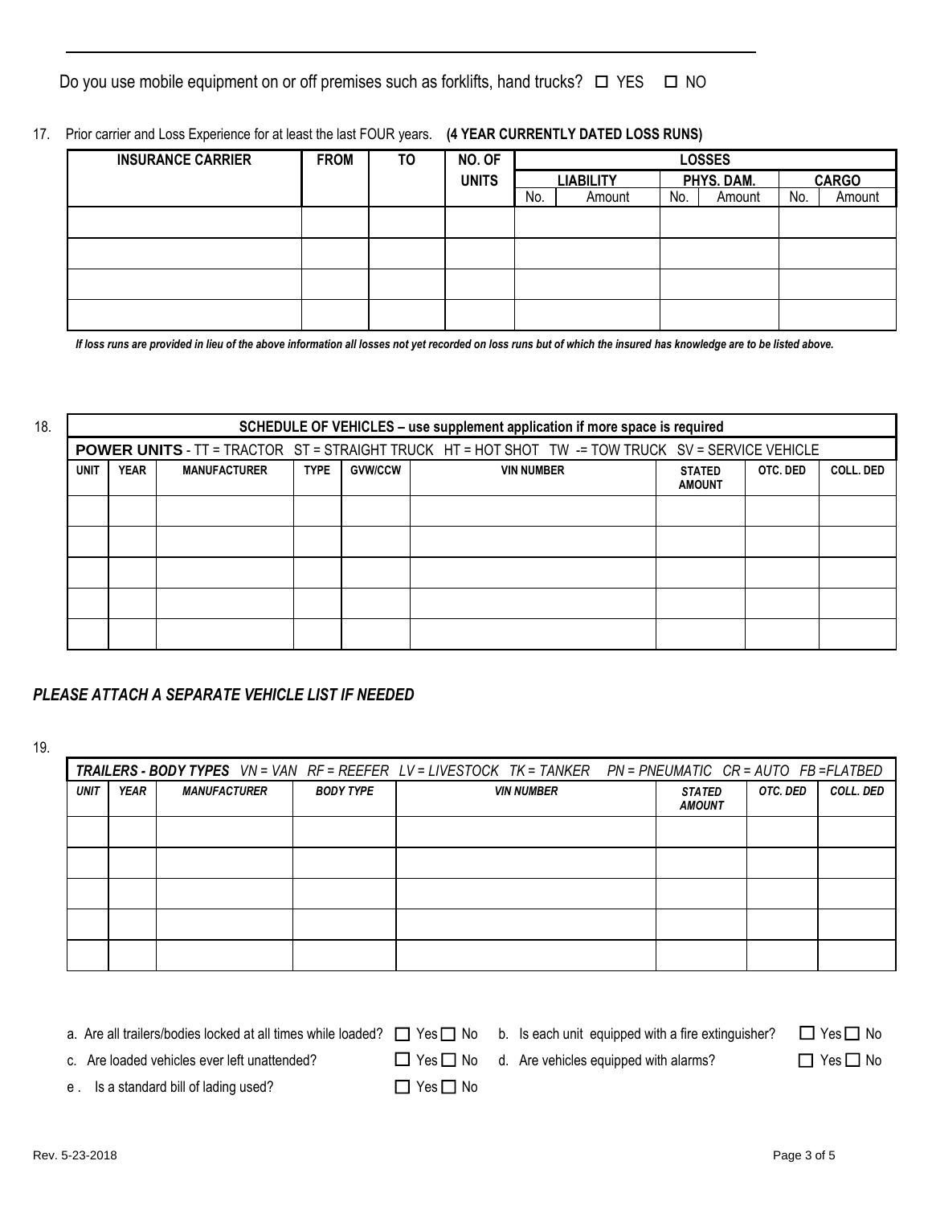Do you use mobile equipment on or off premises such as forklifts, hand trucks? ☐ YES ☐ NO

17. Prior carrier and Loss Experience for at least the last FOUR years. **(4 YEAR CURRENTLY DATED LOSS RUNS)**

| INSURANCE CARRIER | FROM | TO | NO. OF UNITS | LOSSES | | | | | |
|---|---|---|---|---|---|---|---|---|---|
| | | | | LIABILITY | | PHYS. DAM. | | CARGO | |
| | | | | No. | Amount | No. | Amount | No. | Amount |
| | | | | | | | | | |
| | | | | | | | | | |
| | | | | | | | | | |
| | | | | | | | | | |

***If loss runs are provided in lieu of the above information all losses not yet recorded on loss runs but of which the insured has knowledge are to be listed above.***

18.

| SCHEDULE OF VEHICLES – use supplement application if more space is required | | | | | | | | |
|---|---|---|---|---|---|---|---|---|
| **POWER UNITS** - TT = TRACTOR ST = STRAIGHT TRUCK HT = HOT SHOT TW -= TOW TRUCK SV = SERVICE VEHICLE | | | | | | | | |
| UNIT | YEAR | MANUFACTURER | TYPE | GVW/CCW | VIN NUMBER | STATED AMOUNT | OTC. DED | COLL. DED |
| | | | | | | | | |
| | | | | | | | | |
| | | | | | | | | |
| | | | | | | | | |
| | | | | | | | | |

***PLEASE ATTACH A SEPARATE VEHICLE LIST IF NEEDED***

19.

| ***TRAILERS - BODY TYPES*** *VN = VAN RF = REEFER LV = LIVESTOCK TK = TANKER PN = PNEUMATIC CR = AUTO FB =FLATBED* | | | | | | | |
|---|---|---|---|---|---|---|---|
| *UNIT* | *YEAR* | *MANUFACTURER* | *BODY TYPE* | *VIN NUMBER* | *STATED AMOUNT* | *OTC. DED* | *COLL. DED* |
| | | | | | | | |
| | | | | | | | |
| | | | | | | | |
| | | | | | | | |
| | | | | | | | |

a. Are all trailers/bodies locked at all times while loaded? ☐ Yes ☐ No

b. Is each unit equipped with a fire extinguisher? ☐ Yes ☐ No

c. Are loaded vehicles ever left unattended? ☐ Yes ☐ No

d. Are vehicles equipped with alarms? ☐ Yes ☐ No

e. Is a standard bill of lading used? ☐ Yes ☐ No

Rev. 5-23-2018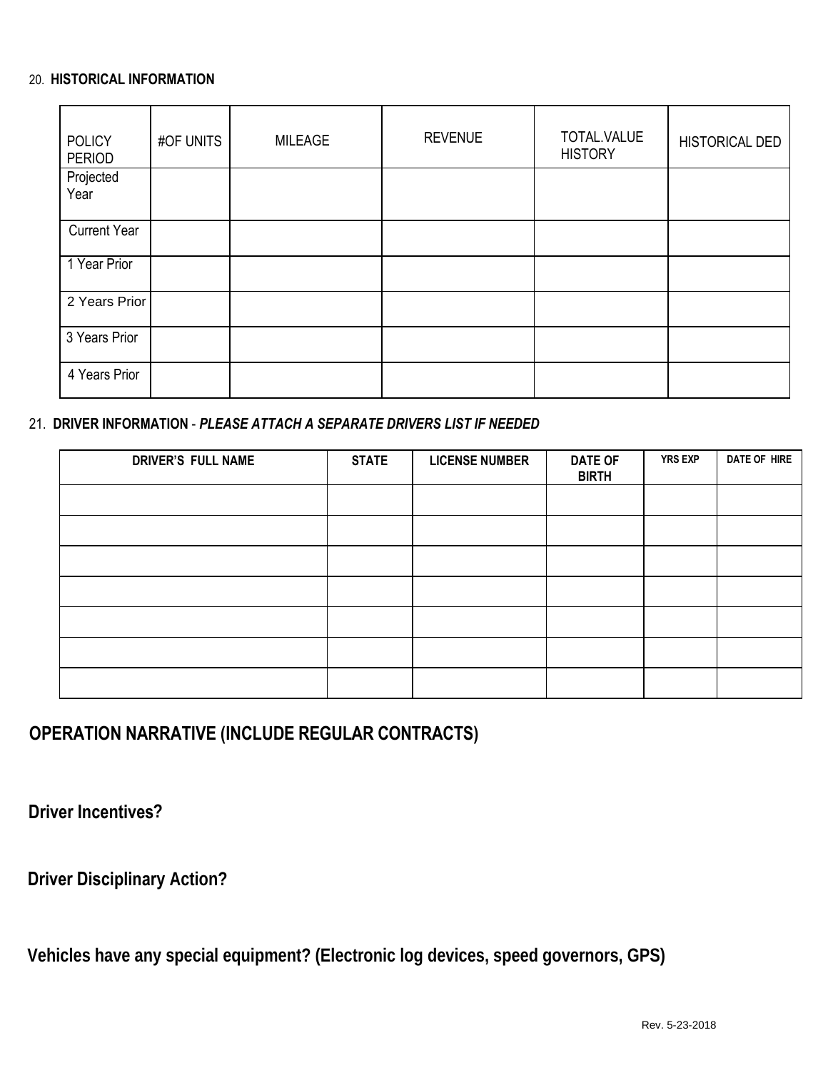20. **HISTORICAL INFORMATION**

| POLICY PERIOD | #OF UNITS | MILEAGE | REVENUE | TOTAL.VALUE HISTORY | HISTORICAL DED |
|---|---|---|---|---|---|
| Projected Year | | | | | |
| Current Year | | | | | |
| 1 Year Prior | | | | | |
| 2 Years Prior | | | | | |
| 3 Years Prior | | | | | |
| 4 Years Prior | | | | | |

21. **DRIVER INFORMATION** - ***PLEASE ATTACH A SEPARATE DRIVERS LIST IF NEEDED***

| DRIVER'S FULL NAME | STATE | LICENSE NUMBER | DATE OF BIRTH | YRS EXP | DATE OF HIRE |
|---|---|---|---|---|---|
| | | | | | |
| | | | | | |
| | | | | | |
| | | | | | |
| | | | | | |
| | | | | | |
| | | | | | |

## OPERATION NARRATIVE (INCLUDE REGULAR CONTRACTS)

**Driver Incentives?**

**Driver Disciplinary Action?**

**Vehicles have any special equipment? (Electronic log devices, speed governors, GPS)**

Rev. 5-23-2018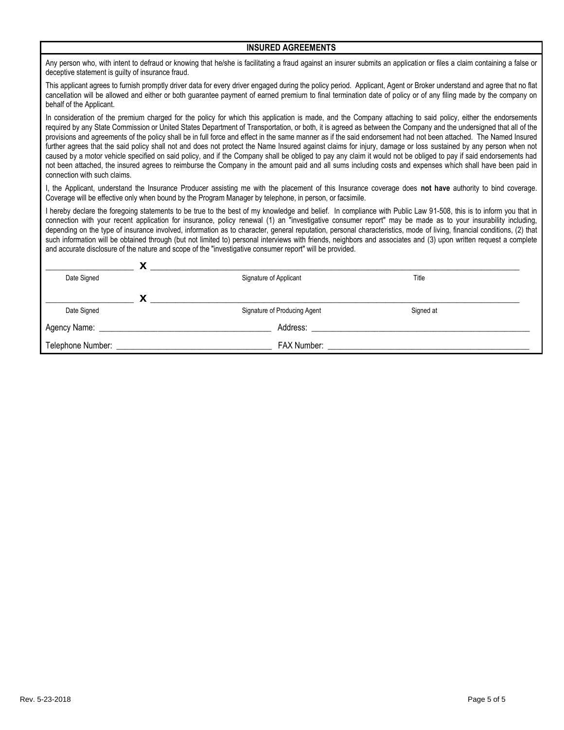## INSURED AGREEMENTS

Any person who, with intent to defraud or knowing that he/she is facilitating a fraud against an insurer submits an application or files a claim containing a false or deceptive statement is guilty of insurance fraud.

This applicant agrees to furnish promptly driver data for every driver engaged during the policy period. Applicant, Agent or Broker understand and agree that no flat cancellation will be allowed and either or both guarantee payment of earned premium to final termination date of policy or of any filing made by the company on behalf of the Applicant.

In consideration of the premium charged for the policy for which this application is made, and the Company attaching to said policy, either the endorsements required by any State Commission or United States Department of Transportation, or both, it is agreed as between the Company and the undersigned that all of the provisions and agreements of the policy shall be in full force and effect in the same manner as if the said endorsement had not been attached. The Named Insured further agrees that the said policy shall not and does not protect the Name Insured against claims for injury, damage or loss sustained by any person when not caused by a motor vehicle specified on said policy, and if the Company shall be obliged to pay any claim it would not be obliged to pay if said endorsements had not been attached, the insured agrees to reimburse the Company in the amount paid and all sums including costs and expenses which shall have been paid in connection with such claims.

I, the Applicant, understand the Insurance Producer assisting me with the placement of this Insurance coverage does **not have** authority to bind coverage. Coverage will be effective only when bound by the Program Manager by telephone, in person, or facsimile.

I hereby declare the foregoing statements to be true to the best of my knowledge and belief. In compliance with Public Law 91-508, this is to inform you that in connection with your recent application for insurance, policy renewal (1) an "investigative consumer report" may be made as to your insurability including, depending on the type of insurance involved, information as to character, general reputation, personal characteristics, mode of living, financial conditions, (2) that such information will be obtained through (but not limited to) personal interviews with friends, neighbors and associates and (3) upon written request a complete and accurate disclosure of the nature and scope of the "investigative consumer report" will be provided.

\_\_\_\_\_\_\_\_\_\_\_\_\_\_\_\_\_\_ **X** \_\_\_\_\_\_\_\_\_\_\_\_\_\_\_\_\_\_\_\_\_\_\_\_\_\_\_\_\_\_\_\_\_\_\_\_\_\_\_\_\_\_\_\_\_\_\_\_\_\_\_\_

Date Signed — Signature of Applicant — Title

\_\_\_\_\_\_\_\_\_\_\_\_\_\_\_\_\_\_ **X** \_\_\_\_\_\_\_\_\_\_\_\_\_\_\_\_\_\_\_\_\_\_\_\_\_\_\_\_\_\_\_\_\_\_\_\_\_\_\_\_\_\_\_\_\_\_\_\_\_\_\_\_

Date Signed — Signature of Producing Agent — Signed at

Agency Name: \_\_\_\_\_\_\_\_\_\_\_\_\_\_\_\_\_\_\_\_\_\_\_\_\_\_\_\_ Address: \_\_\_\_\_\_\_\_\_\_\_\_\_\_\_\_\_\_\_\_\_\_\_\_\_\_\_\_\_\_\_\_\_\_\_\_

Telephone Number: \_\_\_\_\_\_\_\_\_\_\_\_\_\_\_\_\_\_\_\_\_\_\_\_\_\_ FAX Number: \_\_\_\_\_\_\_\_\_\_\_\_\_\_\_\_\_\_\_\_\_\_\_\_\_\_\_\_\_\_\_\_\_\_

Rev. 5-23-2018